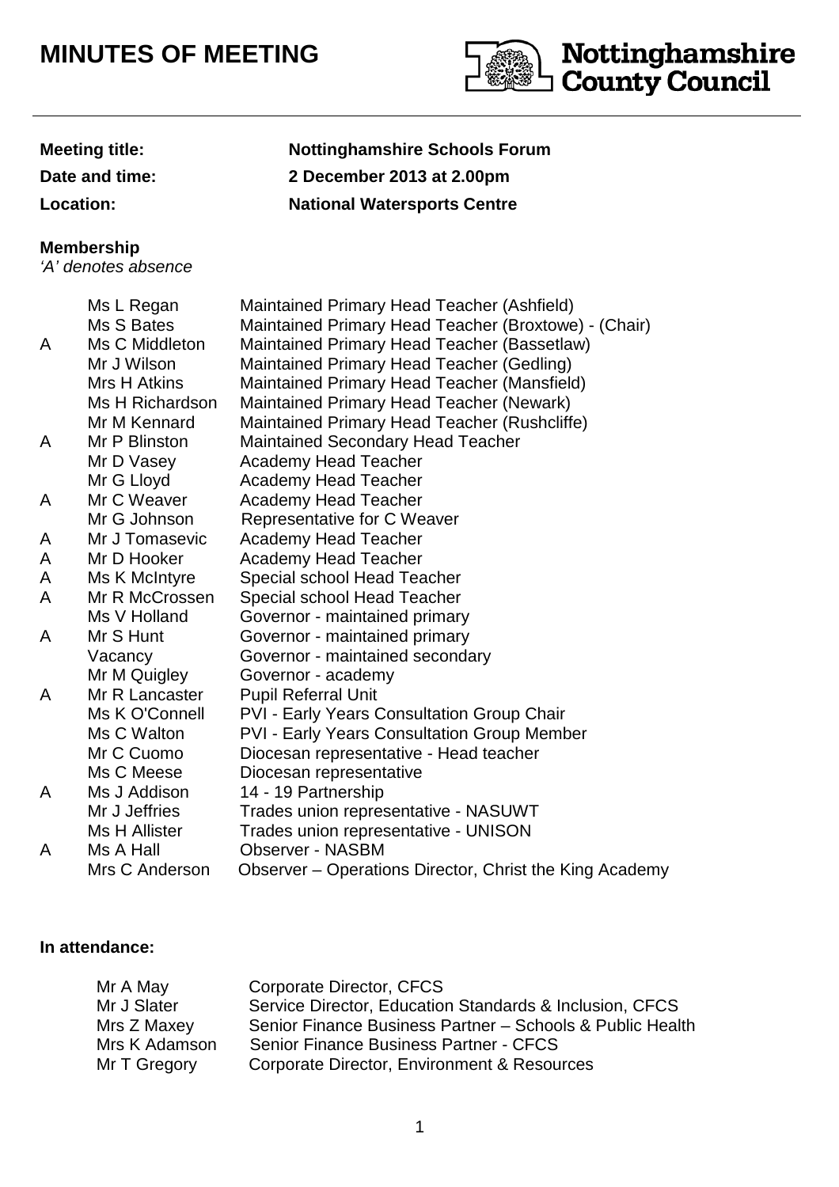# MINUTES OF MEETING

**Nottinghamshire County Council**

| | |
|---|---|
| **Meeting title:** | **Nottinghamshire Schools Forum** |
| **Date and time:** | **2 December 2013 at 2.00pm** |
| **Location:** | **National Watersports Centre** |

**Membership**
*'A' denotes absence*

| | | |
|---|---|---|
| | Ms L Regan | Maintained Primary Head Teacher (Ashfield) |
| | Ms S Bates | Maintained Primary Head Teacher (Broxtowe) - (Chair) |
| A | Ms C Middleton | Maintained Primary Head Teacher (Bassetlaw) |
| | Mr J Wilson | Maintained Primary Head Teacher (Gedling) |
| | Mrs H Atkins | Maintained Primary Head Teacher (Mansfield) |
| | Ms H Richardson | Maintained Primary Head Teacher (Newark) |
| | Mr M Kennard | Maintained Primary Head Teacher (Rushcliffe) |
| A | Mr P Blinston | Maintained Secondary Head Teacher |
| | Mr D Vasey | Academy Head Teacher |
| | Mr G Lloyd | Academy Head Teacher |
| A | Mr C Weaver | Academy Head Teacher |
| | Mr G Johnson | Representative for C Weaver |
| A | Mr J Tomasevic | Academy Head Teacher |
| A | Mr D Hooker | Academy Head Teacher |
| A | Ms K McIntyre | Special school Head Teacher |
| A | Mr R McCrossen | Special school Head Teacher |
| | Ms V Holland | Governor - maintained primary |
| A | Mr S Hunt | Governor - maintained primary |
| | Vacancy | Governor - maintained secondary |
| | Mr M Quigley | Governor - academy |
| A | Mr R Lancaster | Pupil Referral Unit |
| | Ms K O'Connell | PVI - Early Years Consultation Group Chair |
| | Ms C Walton | PVI - Early Years Consultation Group Member |
| | Mr C Cuomo | Diocesan representative - Head teacher |
| | Ms C Meese | Diocesan representative |
| A | Ms J Addison | 14 - 19 Partnership |
| | Mr J Jeffries | Trades union representative - NASUWT |
| | Ms H Allister | Trades union representative - UNISON |
| A | Ms A Hall | Observer - NASBM |
| | Mrs C Anderson | Observer – Operations Director, Christ the King Academy |

**In attendance:**

| | |
|---|---|
| Mr A May | Corporate Director, CFCS |
| Mr J Slater | Service Director, Education Standards & Inclusion, CFCS |
| Mrs Z Maxey | Senior Finance Business Partner – Schools & Public Health |
| Mrs K Adamson | Senior Finance Business Partner - CFCS |
| Mr T Gregory | Corporate Director, Environment & Resources |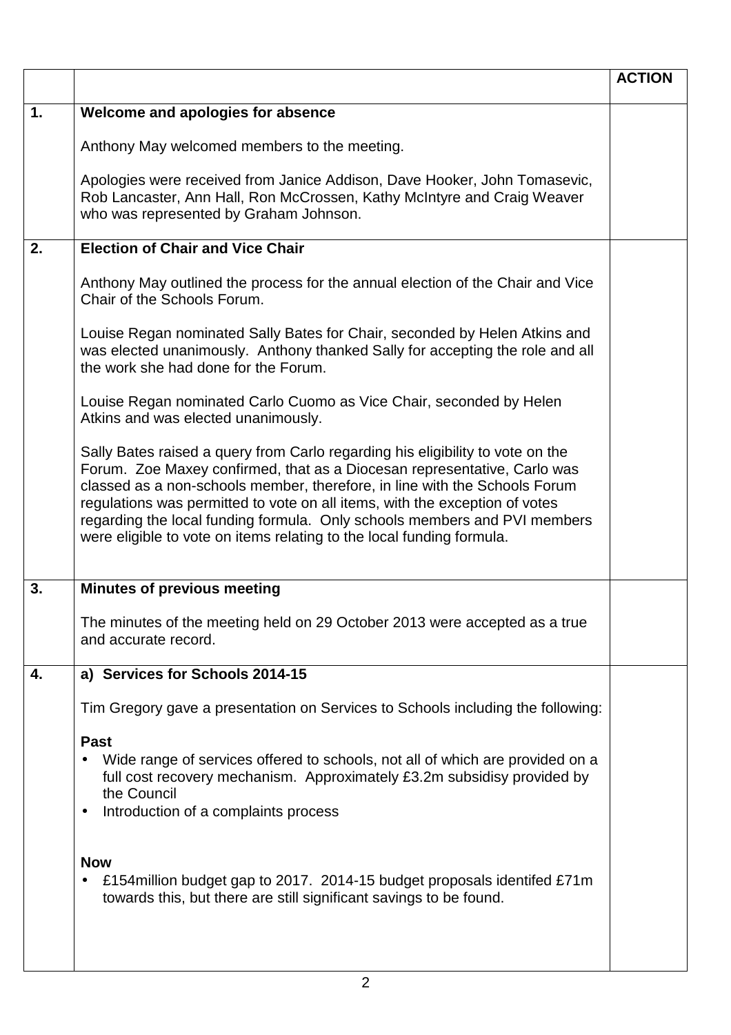| | | ACTION |
|---|---|---|
| 1. | **Welcome and apologies for absence**<br><br>Anthony May welcomed members to the meeting.<br><br>Apologies were received from Janice Addison, Dave Hooker, John Tomasevic, Rob Lancaster, Ann Hall, Ron McCrossen, Kathy McIntyre and Craig Weaver who was represented by Graham Johnson. | |
| 2. | **Election of Chair and Vice Chair**<br><br>Anthony May outlined the process for the annual election of the Chair and Vice Chair of the Schools Forum.<br><br>Louise Regan nominated Sally Bates for Chair, seconded by Helen Atkins and was elected unanimously. Anthony thanked Sally for accepting the role and all the work she had done for the Forum.<br><br>Louise Regan nominated Carlo Cuomo as Vice Chair, seconded by Helen Atkins and was elected unanimously.<br><br>Sally Bates raised a query from Carlo regarding his eligibility to vote on the Forum. Zoe Maxey confirmed, that as a Diocesan representative, Carlo was classed as a non-schools member, therefore, in line with the Schools Forum regulations was permitted to vote on all items, with the exception of votes regarding the local funding formula. Only schools members and PVI members were eligible to vote on items relating to the local funding formula. | |
| 3. | **Minutes of previous meeting**<br><br>The minutes of the meeting held on 29 October 2013 were accepted as a true and accurate record. | |
| 4. | **a) Services for Schools 2014-15**<br><br>Tim Gregory gave a presentation on Services to Schools including the following:<br><br>**Past**<br>• Wide range of services offered to schools, not all of which are provided on a full cost recovery mechanism. Approximately £3.2m subsidisy provided by the Council<br>• Introduction of a complaints process<br><br>**Now**<br>• £154million budget gap to 2017. 2014-15 budget proposals identifed £71m towards this, but there are still significant savings to be found. | |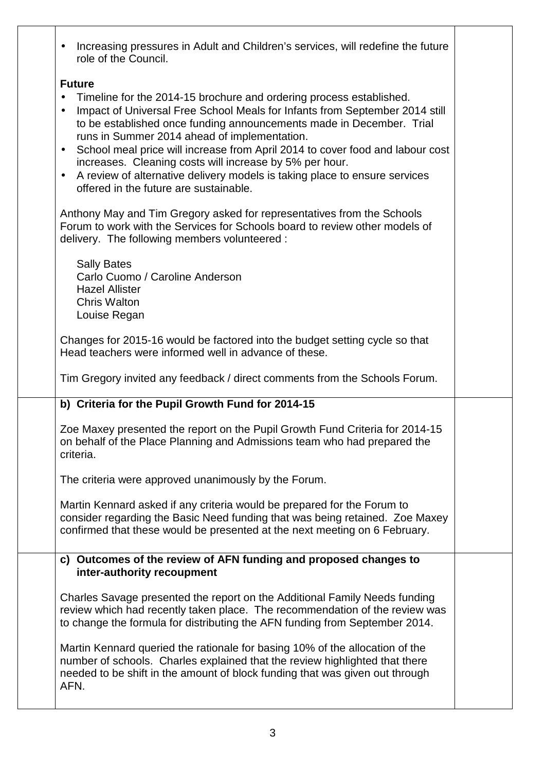- Increasing pressures in Adult and Children's services, will redefine the future role of the Council.

**Future**

- Timeline for the 2014-15 brochure and ordering process established.
- Impact of Universal Free School Meals for Infants from September 2014 still to be established once funding announcements made in December. Trial runs in Summer 2014 ahead of implementation.
- School meal price will increase from April 2014 to cover food and labour cost increases. Cleaning costs will increase by 5% per hour.
- A review of alternative delivery models is taking place to ensure services offered in the future are sustainable.

Anthony May and Tim Gregory asked for representatives from the Schools Forum to work with the Services for Schools board to review other models of delivery. The following members volunteered :

Sally Bates
Carlo Cuomo / Caroline Anderson
Hazel Allister
Chris Walton
Louise Regan

Changes for 2015-16 would be factored into the budget setting cycle so that Head teachers were informed well in advance of these.

Tim Gregory invited any feedback / direct comments from the Schools Forum.

**b) Criteria for the Pupil Growth Fund for 2014-15**

Zoe Maxey presented the report on the Pupil Growth Fund Criteria for 2014-15 on behalf of the Place Planning and Admissions team who had prepared the criteria.

The criteria were approved unanimously by the Forum.

Martin Kennard asked if any criteria would be prepared for the Forum to consider regarding the Basic Need funding that was being retained. Zoe Maxey confirmed that these would be presented at the next meeting on 6 February.

**c) Outcomes of the review of AFN funding and proposed changes to inter-authority recoupment**

Charles Savage presented the report on the Additional Family Needs funding review which had recently taken place. The recommendation of the review was to change the formula for distributing the AFN funding from September 2014.

Martin Kennard queried the rationale for basing 10% of the allocation of the number of schools. Charles explained that the review highlighted that there needed to be shift in the amount of block funding that was given out through AFN.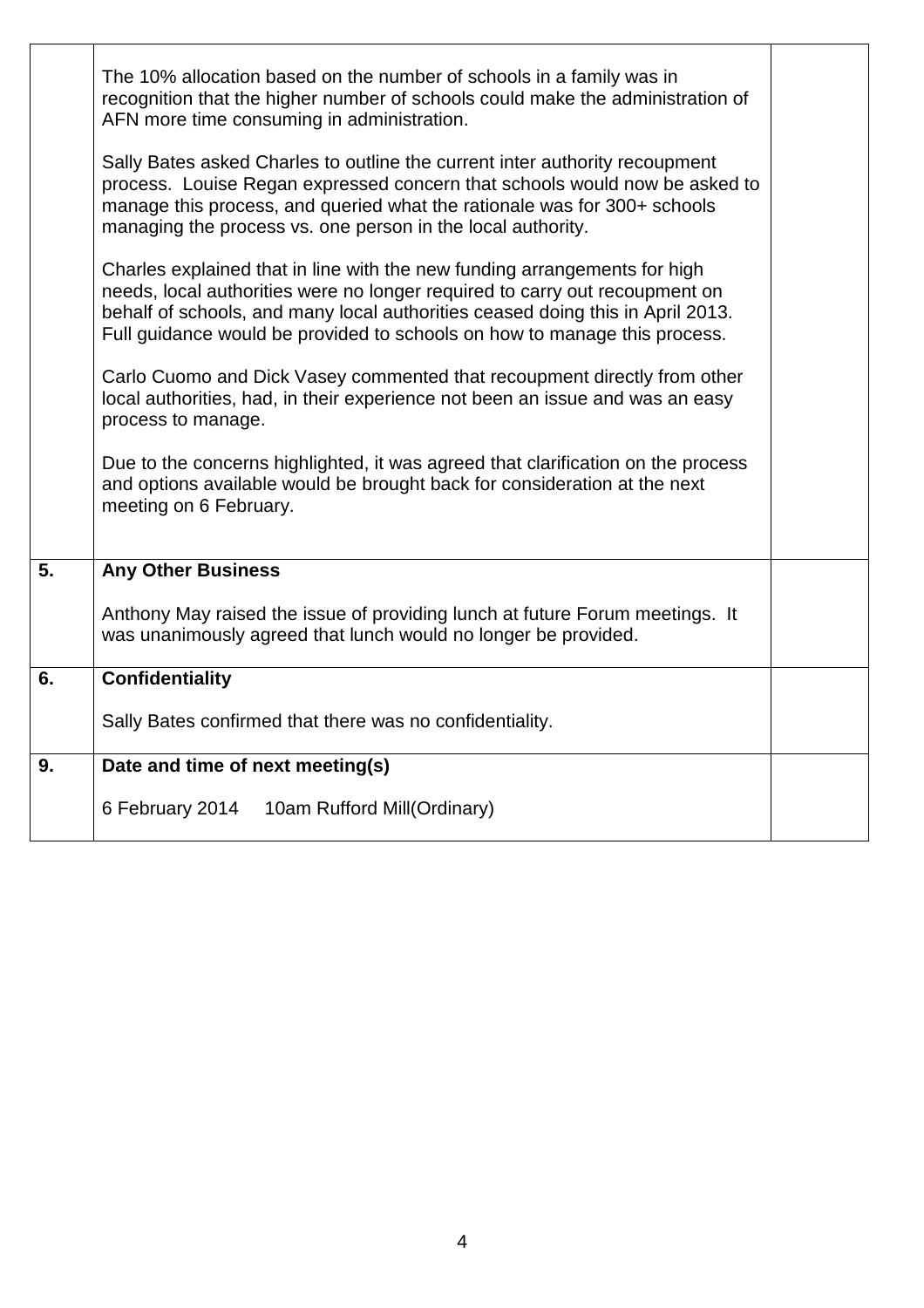| | | |
|---|---|---|
| | The 10% allocation based on the number of schools in a family was in recognition that the higher number of schools could make the administration of AFN more time consuming in administration.<br><br>Sally Bates asked Charles to outline the current inter authority recoupment process. Louise Regan expressed concern that schools would now be asked to manage this process, and queried what the rationale was for 300+ schools managing the process vs. one person in the local authority.<br><br>Charles explained that in line with the new funding arrangements for high needs, local authorities were no longer required to carry out recoupment on behalf of schools, and many local authorities ceased doing this in April 2013. Full guidance would be provided to schools on how to manage this process.<br><br>Carlo Cuomo and Dick Vasey commented that recoupment directly from other local authorities, had, in their experience not been an issue and was an easy process to manage.<br><br>Due to the concerns highlighted, it was agreed that clarification on the process and options available would be brought back for consideration at the next meeting on 6 February. | |
| **5.** | **Any Other Business**<br><br>Anthony May raised the issue of providing lunch at future Forum meetings. It was unanimously agreed that lunch would no longer be provided. | |
| **6.** | **Confidentiality**<br><br>Sally Bates confirmed that there was no confidentiality. | |
| **9.** | **Date and time of next meeting(s)**<br><br>6 February 2014 10am Rufford Mill(Ordinary) | |